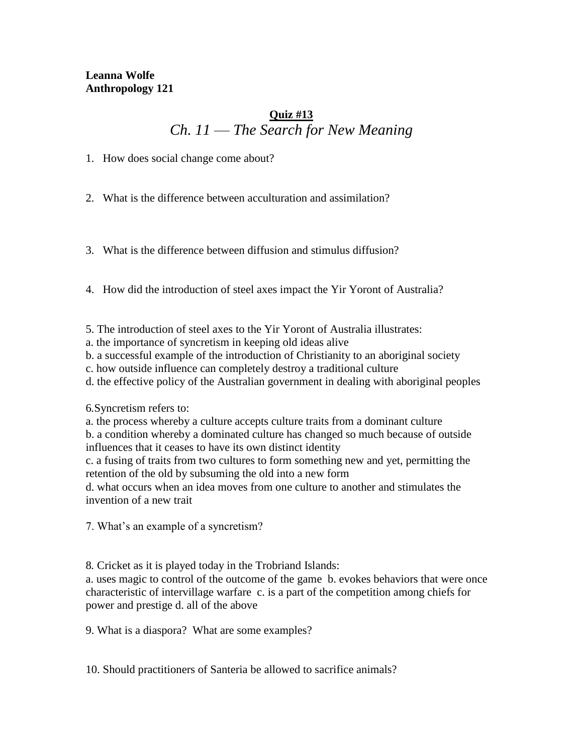**Leanna Wolfe**
**Anthropology 121**

## Quiz #13

### *Ch. 11 — The Search for New Meaning*

1. How does social change come about?

2. What is the difference between acculturation and assimilation?

3. What is the difference between diffusion and stimulus diffusion?

4. How did the introduction of steel axes impact the Yir Yoront of Australia?

5. The introduction of steel axes to the Yir Yoront of Australia illustrates:
a. the importance of syncretism in keeping old ideas alive
b. a successful example of the introduction of Christianity to an aboriginal society
c. how outside influence can completely destroy a traditional culture
d. the effective policy of the Australian government in dealing with aboriginal peoples

6.Syncretism refers to:
a. the process whereby a culture accepts culture traits from a dominant culture
b. a condition whereby a dominated culture has changed so much because of outside influences that it ceases to have its own distinct identity
c. a fusing of traits from two cultures to form something new and yet, permitting the retention of the old by subsuming the old into a new form
d. what occurs when an idea moves from one culture to another and stimulates the invention of a new trait

7. What's an example of a syncretism?

8. Cricket as it is played today in the Trobriand Islands:
a. uses magic to control of the outcome of the game b. evokes behaviors that were once characteristic of intervillage warfare c. is a part of the competition among chiefs for power and prestige d. all of the above

9. What is a diaspora? What are some examples?

10. Should practitioners of Santeria be allowed to sacrifice animals?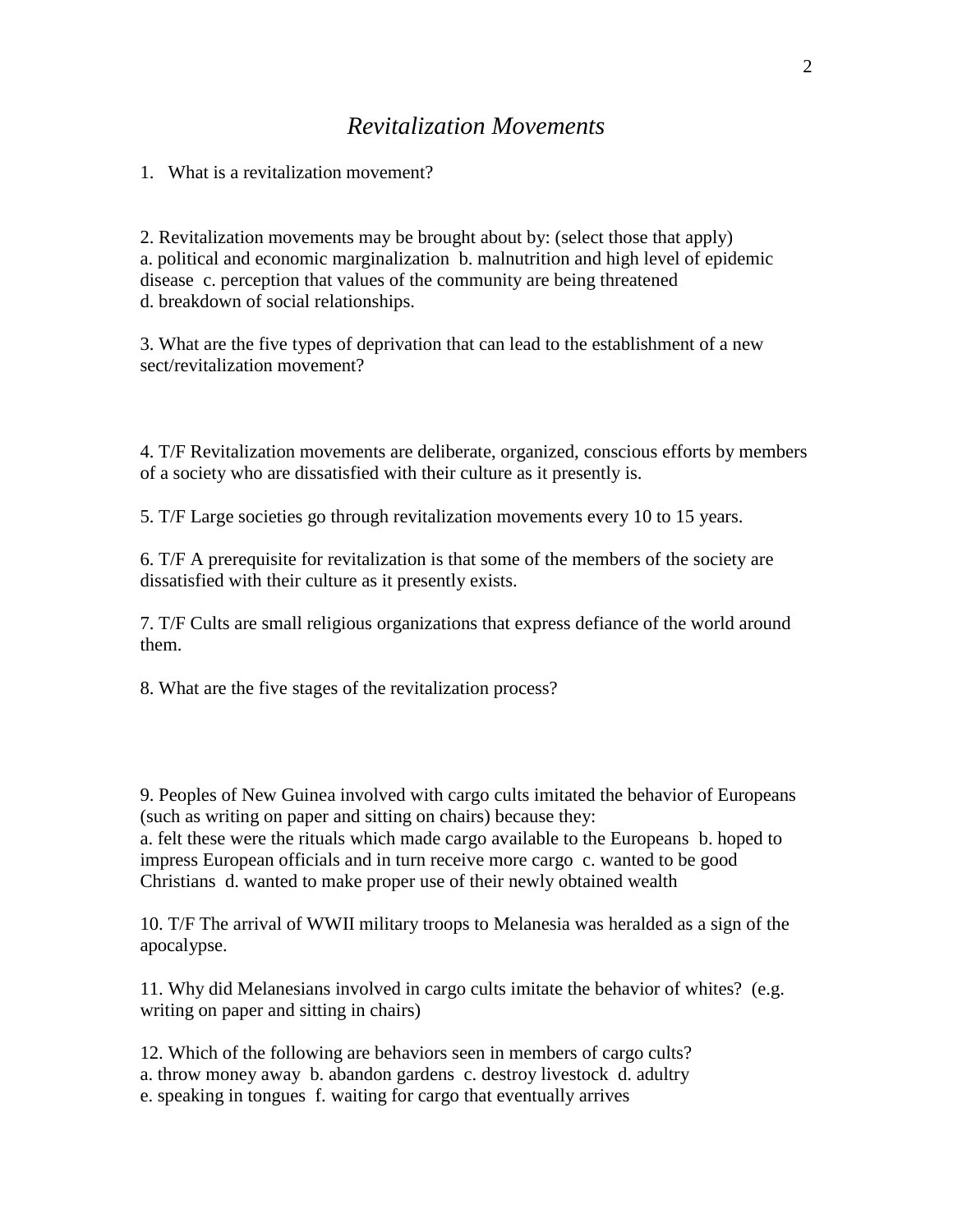## *Revitalization Movements*

1. What is a revitalization movement?

2. Revitalization movements may be brought about by: (select those that apply)
a. political and economic marginalization b. malnutrition and high level of epidemic disease c. perception that values of the community are being threatened
d. breakdown of social relationships.

3. What are the five types of deprivation that can lead to the establishment of a new sect/revitalization movement?

4. T/F Revitalization movements are deliberate, organized, conscious efforts by members of a society who are dissatisfied with their culture as it presently is.

5. T/F Large societies go through revitalization movements every 10 to 15 years.

6. T/F A prerequisite for revitalization is that some of the members of the society are dissatisfied with their culture as it presently exists.

7. T/F Cults are small religious organizations that express defiance of the world around them.

8. What are the five stages of the revitalization process?

9. Peoples of New Guinea involved with cargo cults imitated the behavior of Europeans (such as writing on paper and sitting on chairs) because they:
a. felt these were the rituals which made cargo available to the Europeans b. hoped to impress European officials and in turn receive more cargo c. wanted to be good Christians d. wanted to make proper use of their newly obtained wealth

10. T/F The arrival of WWII military troops to Melanesia was heralded as a sign of the apocalypse.

11. Why did Melanesians involved in cargo cults imitate the behavior of whites? (e.g. writing on paper and sitting in chairs)

12. Which of the following are behaviors seen in members of cargo cults?
a. throw money away b. abandon gardens c. destroy livestock d. adultry
e. speaking in tongues f. waiting for cargo that eventually arrives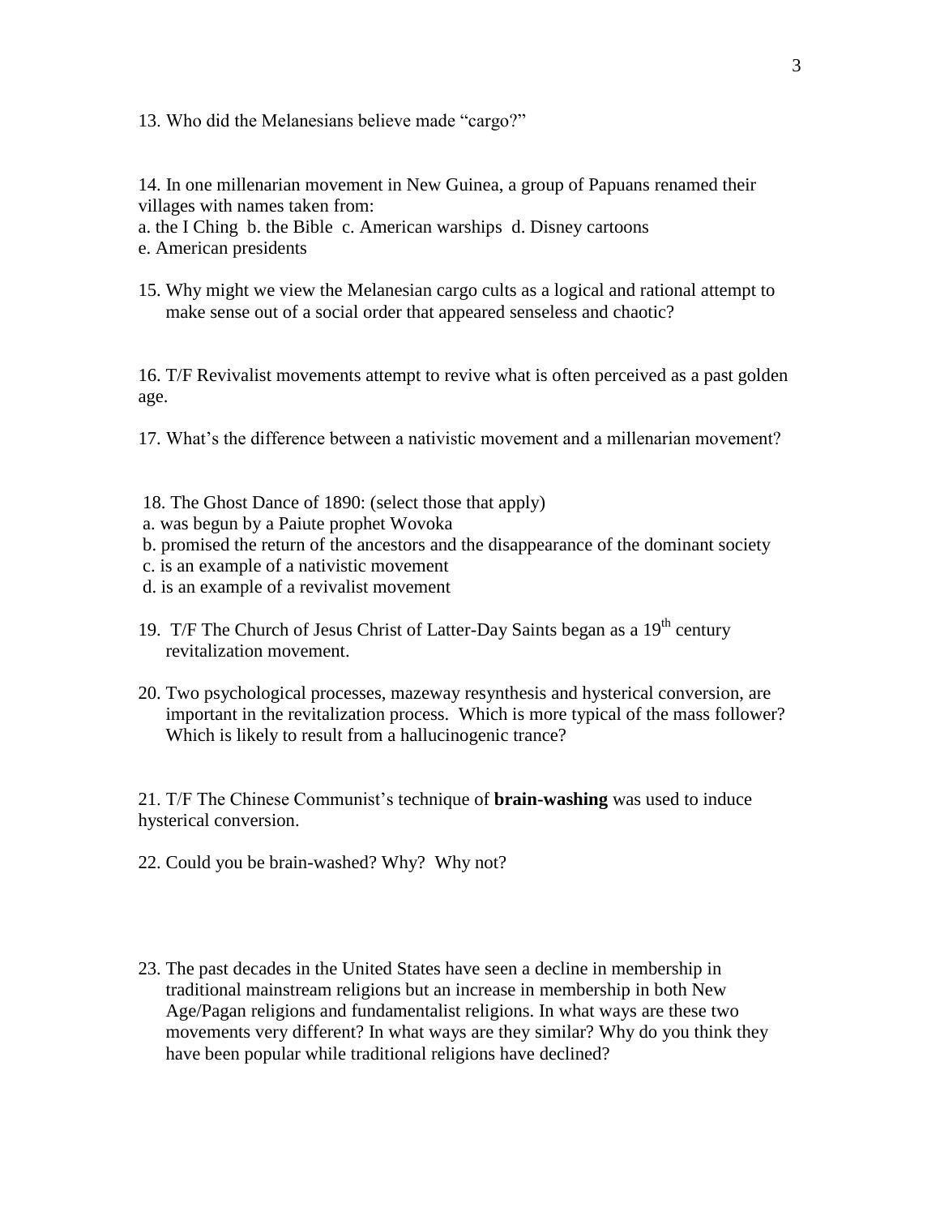13. Who did the Melanesians believe made "cargo?"

14. In one millenarian movement in New Guinea, a group of Papuans renamed their villages with names taken from:
a. the I Ching b. the Bible c. American warships d. Disney cartoons
e. American presidents

15. Why might we view the Melanesian cargo cults as a logical and rational attempt to make sense out of a social order that appeared senseless and chaotic?

16. T/F Revivalist movements attempt to revive what is often perceived as a past golden age.

17. What's the difference between a nativistic movement and a millenarian movement?

18. The Ghost Dance of 1890: (select those that apply)
a. was begun by a Paiute prophet Wovoka
b. promised the return of the ancestors and the disappearance of the dominant society
c. is an example of a nativistic movement
d. is an example of a revivalist movement

19. T/F The Church of Jesus Christ of Latter-Day Saints began as a 19th century revitalization movement.

20. Two psychological processes, mazeway resynthesis and hysterical conversion, are important in the revitalization process. Which is more typical of the mass follower? Which is likely to result from a hallucinogenic trance?

21. T/F The Chinese Communist's technique of **brain-washing** was used to induce hysterical conversion.

22. Could you be brain-washed? Why? Why not?

23. The past decades in the United States have seen a decline in membership in traditional mainstream religions but an increase in membership in both New Age/Pagan religions and fundamentalist religions. In what ways are these two movements very different? In what ways are they similar? Why do you think they have been popular while traditional religions have declined?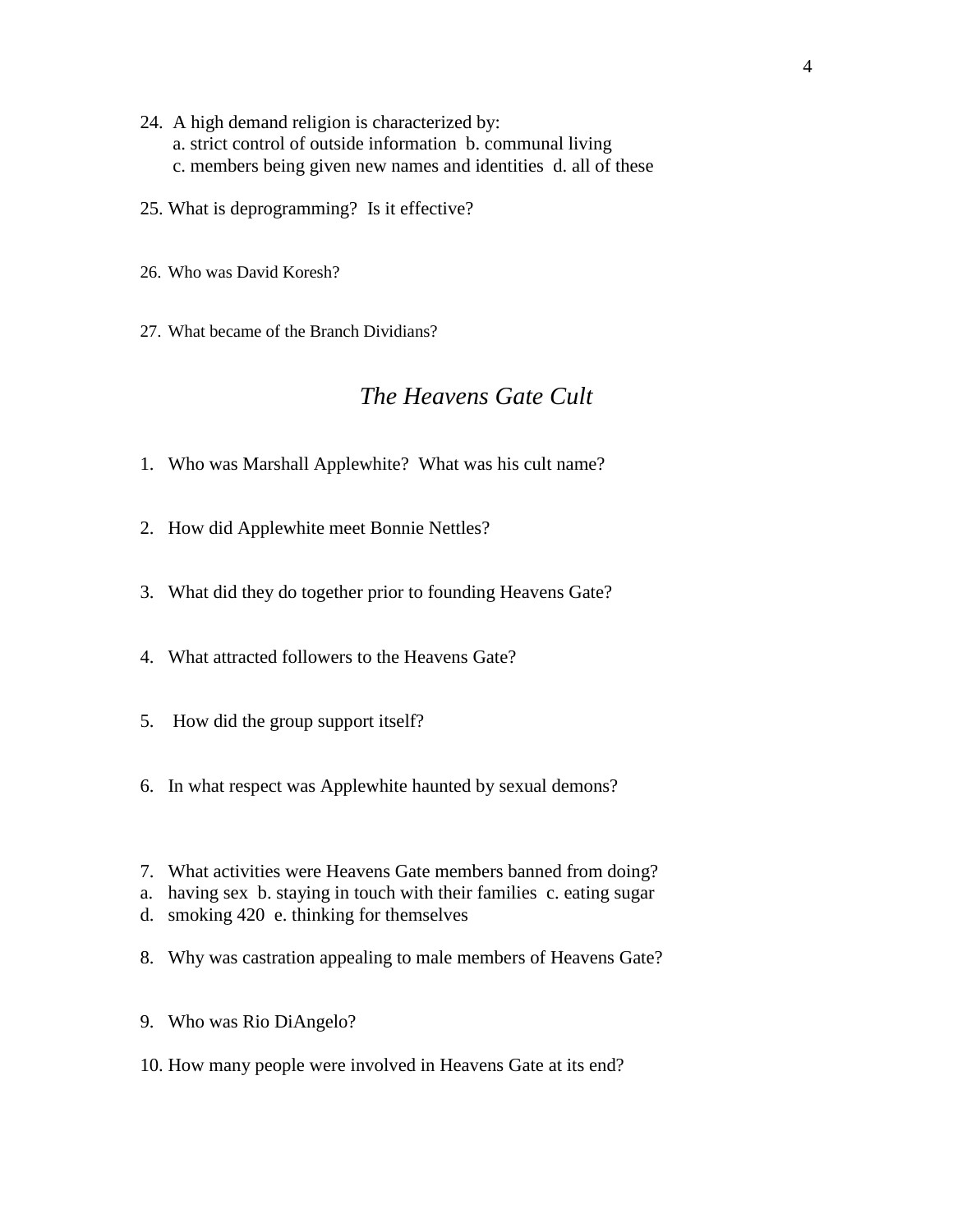24. A high demand religion is characterized by:
    a. strict control of outside information b. communal living
    c. members being given new names and identities d. all of these

25. What is deprogramming? Is it effective?

26. Who was David Koresh?

27. What became of the Branch Dividians?

## *The Heavens Gate Cult*

1. Who was Marshall Applewhite? What was his cult name?

2. How did Applewhite meet Bonnie Nettles?

3. What did they do together prior to founding Heavens Gate?

4. What attracted followers to the Heavens Gate?

5. How did the group support itself?

6. In what respect was Applewhite haunted by sexual demons?

7. What activities were Heavens Gate members banned from doing?
   a. having sex b. staying in touch with their families c. eating sugar
   d. smoking 420 e. thinking for themselves

8. Why was castration appealing to male members of Heavens Gate?

9. Who was Rio DiAngelo?

10. How many people were involved in Heavens Gate at its end?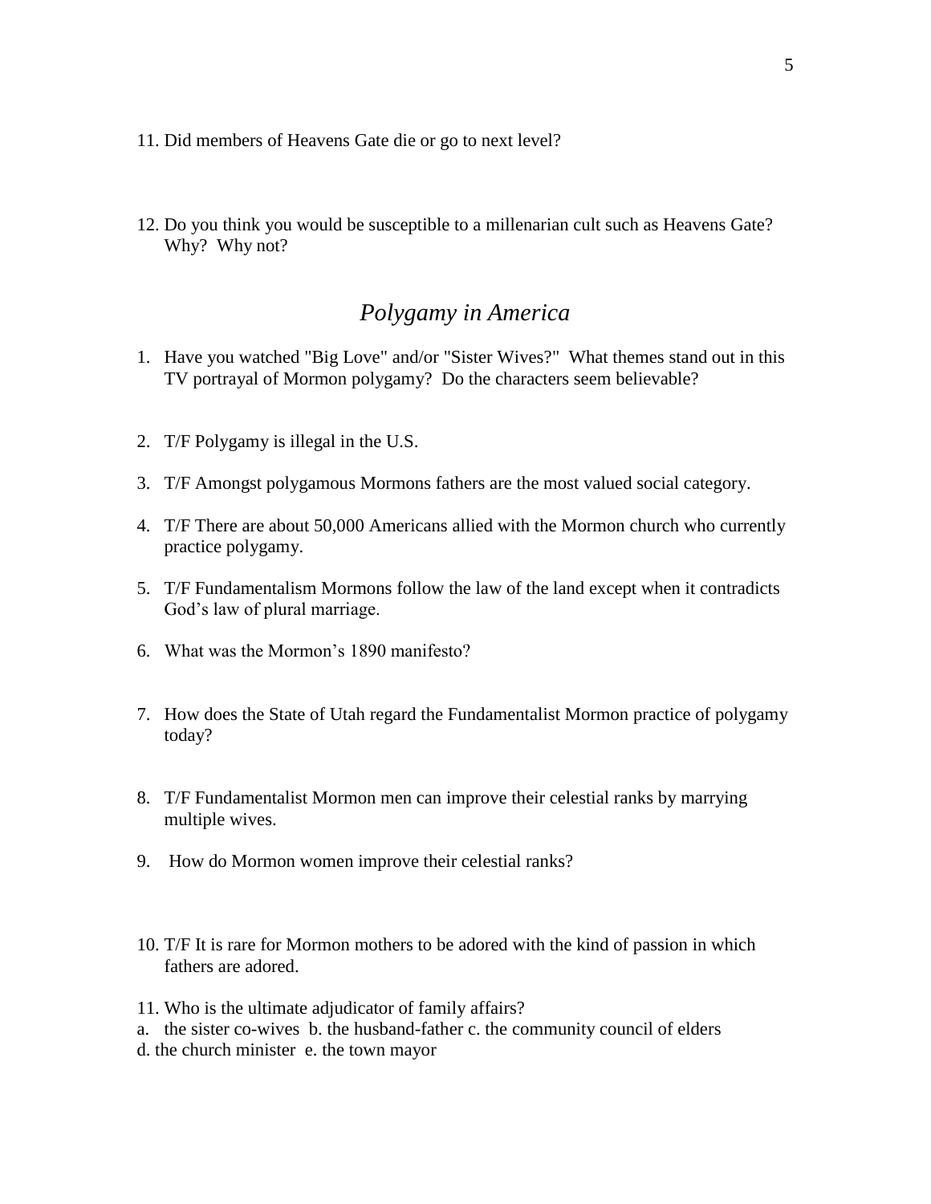11. Did members of Heavens Gate die or go to next level?

12. Do you think you would be susceptible to a millenarian cult such as Heavens Gate? Why? Why not?

## *Polygamy in America*

1. Have you watched "Big Love" and/or "Sister Wives?" What themes stand out in this TV portrayal of Mormon polygamy? Do the characters seem believable?

2. T/F Polygamy is illegal in the U.S.

3. T/F Amongst polygamous Mormons fathers are the most valued social category.

4. T/F There are about 50,000 Americans allied with the Mormon church who currently practice polygamy.

5. T/F Fundamentalism Mormons follow the law of the land except when it contradicts God's law of plural marriage.

6. What was the Mormon's 1890 manifesto?

7. How does the State of Utah regard the Fundamentalist Mormon practice of polygamy today?

8. T/F Fundamentalist Mormon men can improve their celestial ranks by marrying multiple wives.

9. How do Mormon women improve their celestial ranks?

10. T/F It is rare for Mormon mothers to be adored with the kind of passion in which fathers are adored.

11. Who is the ultimate adjudicator of family affairs?

a. the sister co-wives b. the husband-father c. the community council of elders
d. the church minister e. the town mayor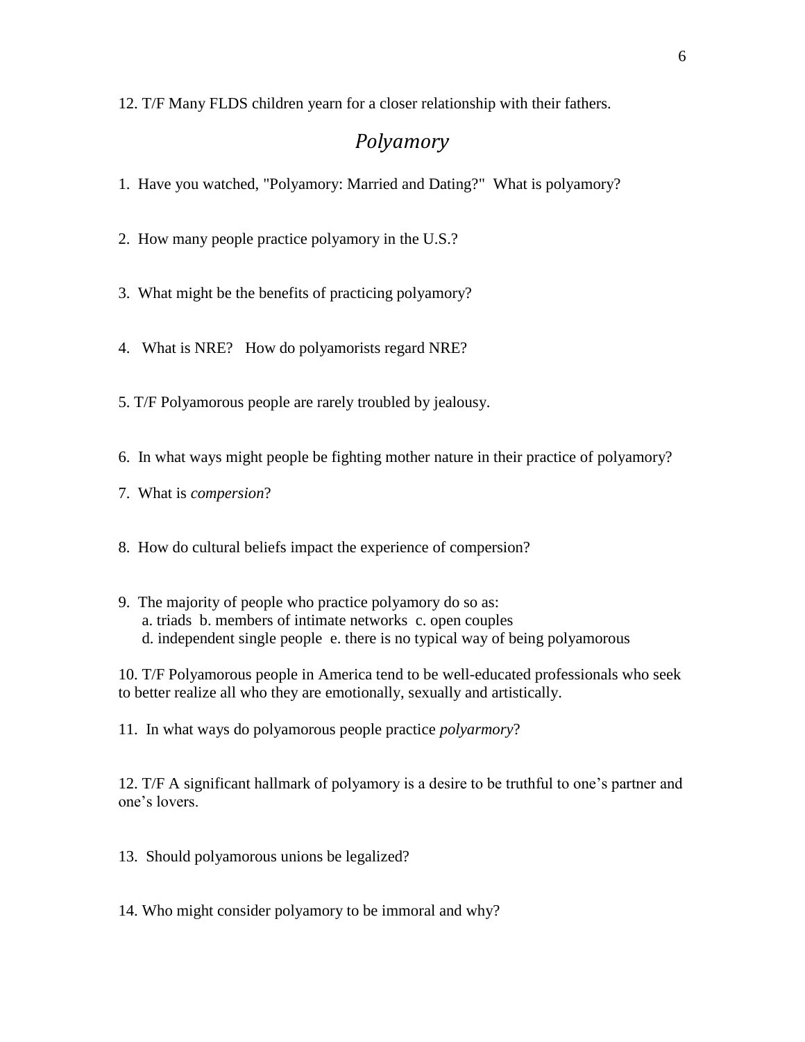12. T/F Many FLDS children yearn for a closer relationship with their fathers.

## *Polyamory*

1. Have you watched, "Polyamory: Married and Dating?" What is polyamory?

2. How many people practice polyamory in the U.S.?

3. What might be the benefits of practicing polyamory?

4. What is NRE? How do polyamorists regard NRE?

5. T/F Polyamorous people are rarely troubled by jealousy.

6. In what ways might people be fighting mother nature in their practice of polyamory?

7. What is *compersion*?

8. How do cultural beliefs impact the experience of compersion?

9. The majority of people who practice polyamory do so as:
   a. triads b. members of intimate networks c. open couples
   d. independent single people e. there is no typical way of being polyamorous

10. T/F Polyamorous people in America tend to be well-educated professionals who seek to better realize all who they are emotionally, sexually and artistically.

11. In what ways do polyamorous people practice *polyarmory*?

12. T/F A significant hallmark of polyamory is a desire to be truthful to one's partner and one's lovers.

13. Should polyamorous unions be legalized?

14. Who might consider polyamory to be immoral and why?